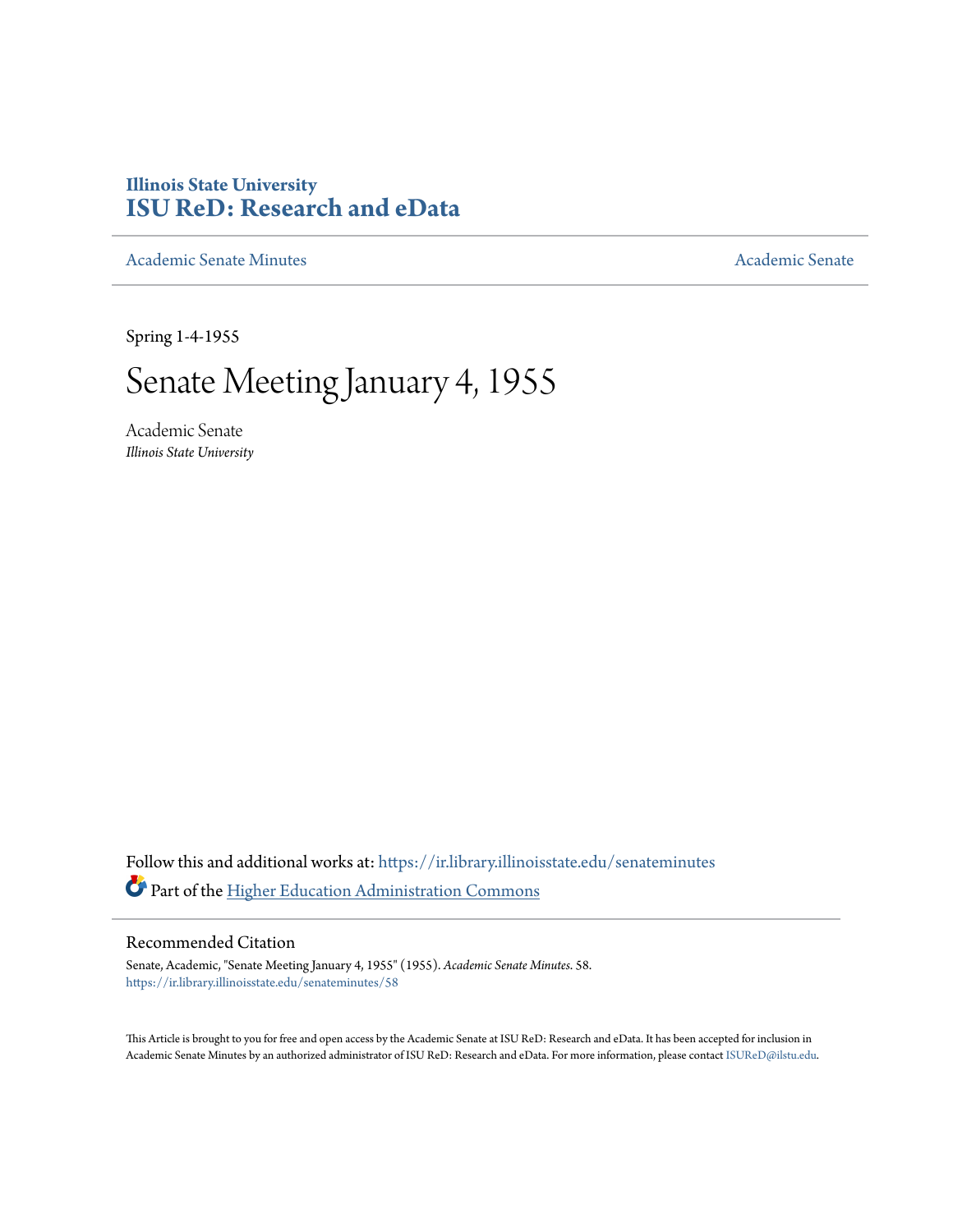# Illinois State University
# ISU ReD: Research and eData

Academic Senate Minutes | Academic Senate

Spring 1-4-1955

# Senate Meeting January 4, 1955

Academic Senate
*Illinois State University*

Follow this and additional works at: https://ir.library.illinoisstate.edu/senateminutes

Part of the Higher Education Administration Commons

## Recommended Citation

Senate, Academic, "Senate Meeting January 4, 1955" (1955). *Academic Senate Minutes*. 58.
https://ir.library.illinoisstate.edu/senateminutes/58

This Article is brought to you for free and open access by the Academic Senate at ISU ReD: Research and eData. It has been accepted for inclusion in Academic Senate Minutes by an authorized administrator of ISU ReD: Research and eData. For more information, please contact ISUReD@ilstu.edu.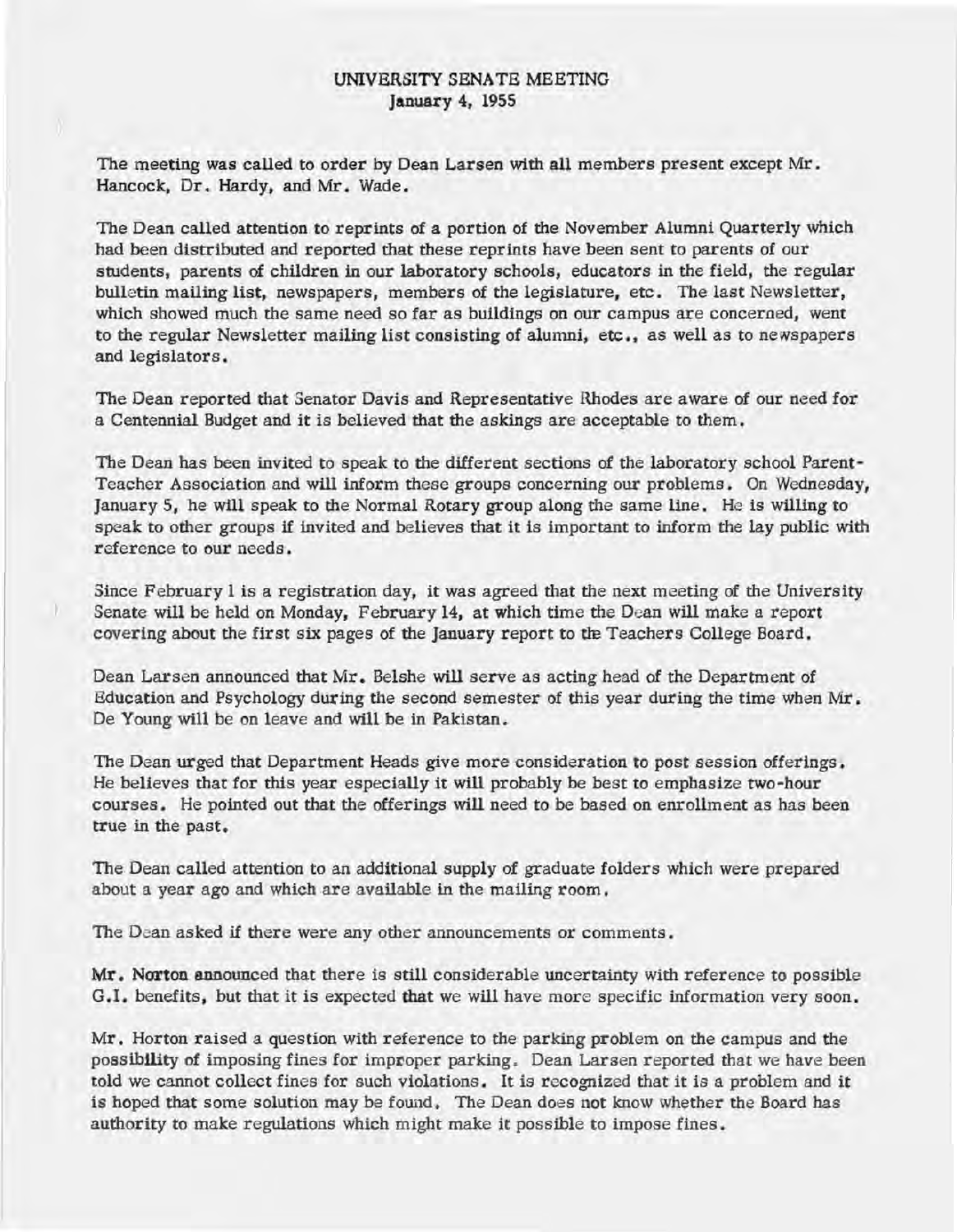# UNIVERSITY SENATE MEETING
## January 4, 1955

The meeting was called to order by Dean Larsen with all members present except Mr. Hancock, Dr. Hardy, and Mr. Wade.

The Dean called attention to reprints of a portion of the November Alumni Quarterly which had been distributed and reported that these reprints have been sent to parents of our students, parents of children in our laboratory schools, educators in the field, the regular bulletin mailing list, newspapers, members of the legislature, etc. The last Newsletter, which showed much the same need so far as buildings on our campus are concerned, went to the regular Newsletter mailing list consisting of alumni, etc., as well as to newspapers and legislators.

The Dean reported that Senator Davis and Representative Rhodes are aware of our need for a Centennial Budget and it is believed that the askings are acceptable to them.

The Dean has been invited to speak to the different sections of the laboratory school Parent-Teacher Association and will inform these groups concerning our problems. On Wednesday, January 5, he will speak to the Normal Rotary group along the same line. He is willing to speak to other groups if invited and believes that it is important to inform the lay public with reference to our needs.

Since February 1 is a registration day, it was agreed that the next meeting of the University Senate will be held on Monday, February 14, at which time the Dean will make a report covering about the first six pages of the January report to the Teachers College Board.

Dean Larsen announced that Mr. Belshe will serve as acting head of the Department of Education and Psychology during the second semester of this year during the time when Mr. De Young will be on leave and will be in Pakistan.

The Dean urged that Department Heads give more consideration to post session offerings. He believes that for this year especially it will probably be best to emphasize two-hour courses. He pointed out that the offerings will need to be based on enrollment as has been true in the past.

The Dean called attention to an additional supply of graduate folders which were prepared about a year ago and which are available in the mailing room.

The Dean asked if there were any other announcements or comments.

Mr. Norton announced that there is still considerable uncertainty with reference to possible G.I. benefits, but that it is expected that we will have more specific information very soon.

Mr. Horton raised a question with reference to the parking problem on the campus and the possibility of imposing fines for improper parking. Dean Larsen reported that we have been told we cannot collect fines for such violations. It is recognized that it is a problem and it is hoped that some solution may be found. The Dean does not know whether the Board has authority to make regulations which might make it possible to impose fines.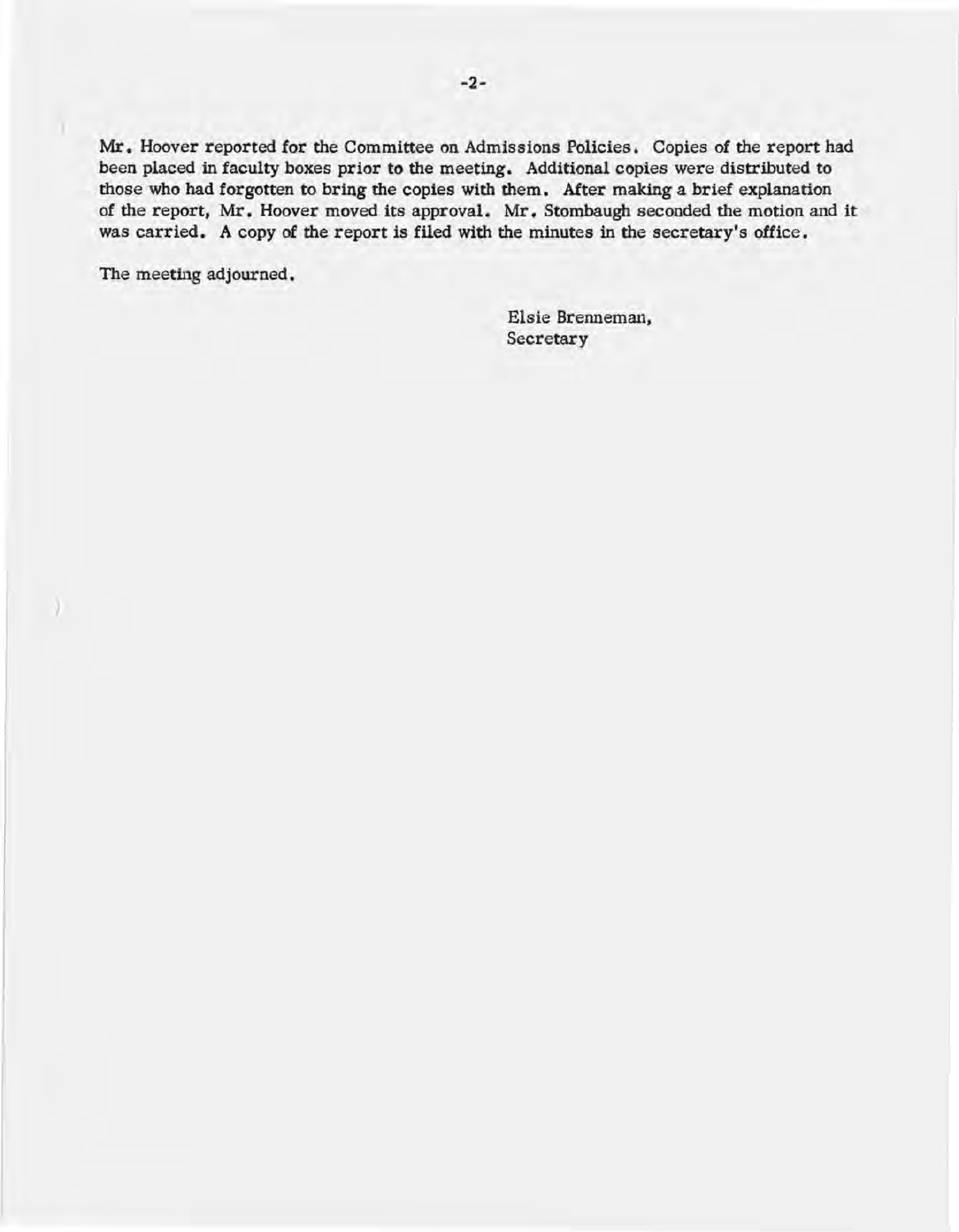Mr. Hoover reported for the Committee on Admissions Policies. Copies of the report had been placed in faculty boxes prior to the meeting. Additional copies were distributed to those who had forgotten to bring the copies with them. After making a brief explanation of the report, Mr. Hoover moved its approval. Mr. Stombaugh seconded the motion and it was carried. A copy of the report is filed with the minutes in the secretary's office.

The meeting adjourned.

Elsie Brenneman,
Secretary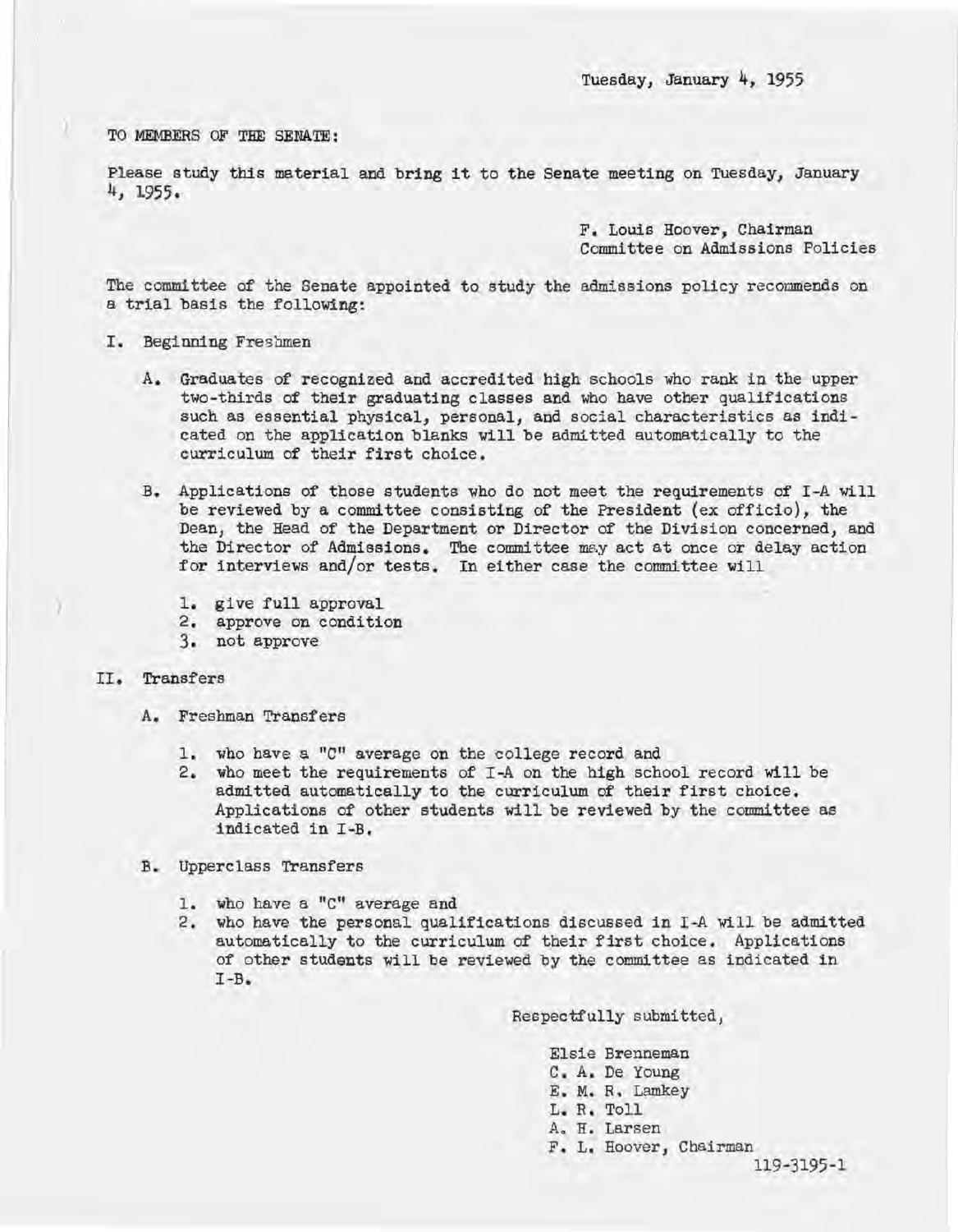Tuesday, January 4, 1955

TO MEMBERS OF THE SENATE:

Please study this material and bring it to the Senate meeting on Tuesday, January 4, 1955.

F. Louis Hoover, Chairman
Committee on Admissions Policies

The committee of the Senate appointed to study the admissions policy recommends on a trial basis the following:

I. Beginning Freshmen

   A. Graduates of recognized and accredited high schools who rank in the upper two-thirds of their graduating classes and who have other qualifications such as essential physical, personal, and social characteristics as indicated on the application blanks will be admitted automatically to the curriculum of their first choice.

   B. Applications of those students who do not meet the requirements of I-A will be reviewed by a committee consisting of the President (ex officio), the Dean, the Head of the Department or Director of the Division concerned, and the Director of Admissions. The committee may act at once or delay action for interviews and/or tests. In either case the committee will

      1. give full approval
      2. approve on condition
      3. not approve

II. Transfers

   A. Freshman Transfers

      1. who have a "C" average on the college record and
      2. who meet the requirements of I-A on the high school record will be admitted automatically to the curriculum of their first choice. Applications of other students will be reviewed by the committee as indicated in I-B.

   B. Upperclass Transfers

      1. who have a "C" average and
      2. who have the personal qualifications discussed in I-A will be admitted automatically to the curriculum of their first choice. Applications of other students will be reviewed by the committee as indicated in I-B.

Respectfully submitted,

Elsie Brenneman
C. A. De Young
E. M. R. Lamkey
L. R. Toll
A. H. Larsen
F. L. Hoover, Chairman

119-3195-1